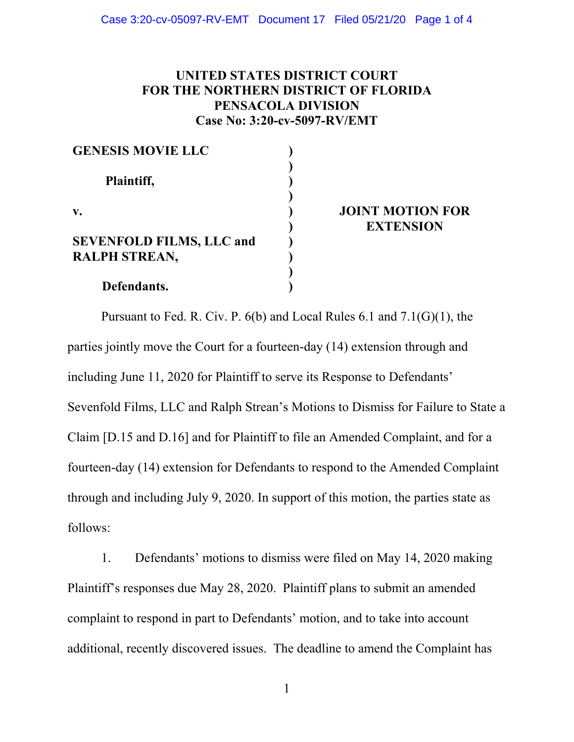**UNITED STATES DISTRICT COURT**
**FOR THE NORTHERN DISTRICT OF FLORIDA**
**PENSACOLA DIVISION**
**Case No: 3:20-cv-5097-RV/EMT**

| | | |
|---|---|---|
| **GENESIS MOVIE LLC** | ) | |
| | ) | |
| **Plaintiff,** | ) | |
| | ) | |
| **v.** | ) | **JOINT MOTION FOR EXTENSION** |
| | ) | |
| **SEVENFOLD FILMS, LLC and RALPH STREAN,** | ) | |
| | ) | |
| **Defendants.** | ) | |

Pursuant to Fed. R. Civ. P. 6(b) and Local Rules 6.1 and 7.1(G)(1), the parties jointly move the Court for a fourteen-day (14) extension through and including June 11, 2020 for Plaintiff to serve its Response to Defendants' Sevenfold Films, LLC and Ralph Strean's Motions to Dismiss for Failure to State a Claim [D.15 and D.16] and for Plaintiff to file an Amended Complaint, and for a fourteen-day (14) extension for Defendants to respond to the Amended Complaint through and including July 9, 2020. In support of this motion, the parties state as follows:

1. Defendants' motions to dismiss were filed on May 14, 2020 making Plaintiff's responses due May 28, 2020. Plaintiff plans to submit an amended complaint to respond in part to Defendants' motion, and to take into account additional, recently discovered issues. The deadline to amend the Complaint has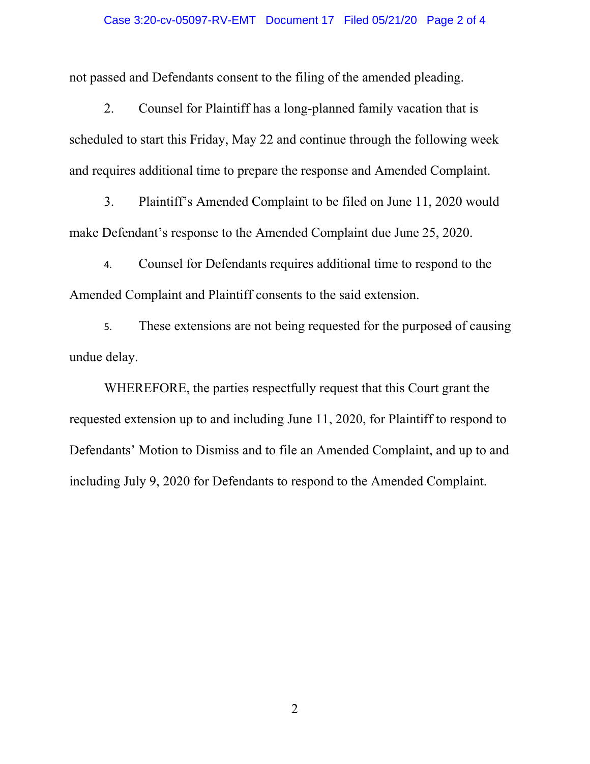not passed and Defendants consent to the filing of the amended pleading.

2. Counsel for Plaintiff has a long-planned family vacation that is scheduled to start this Friday, May 22 and continue through the following week and requires additional time to prepare the response and Amended Complaint.

3. Plaintiff's Amended Complaint to be filed on June 11, 2020 would make Defendant's response to the Amended Complaint due June 25, 2020.

4. Counsel for Defendants requires additional time to respond to the Amended Complaint and Plaintiff consents to the said extension.

5. These extensions are not being requested for the purposed of causing undue delay.

WHEREFORE, the parties respectfully request that this Court grant the requested extension up to and including June 11, 2020, for Plaintiff to respond to Defendants' Motion to Dismiss and to file an Amended Complaint, and up to and including July 9, 2020 for Defendants to respond to the Amended Complaint.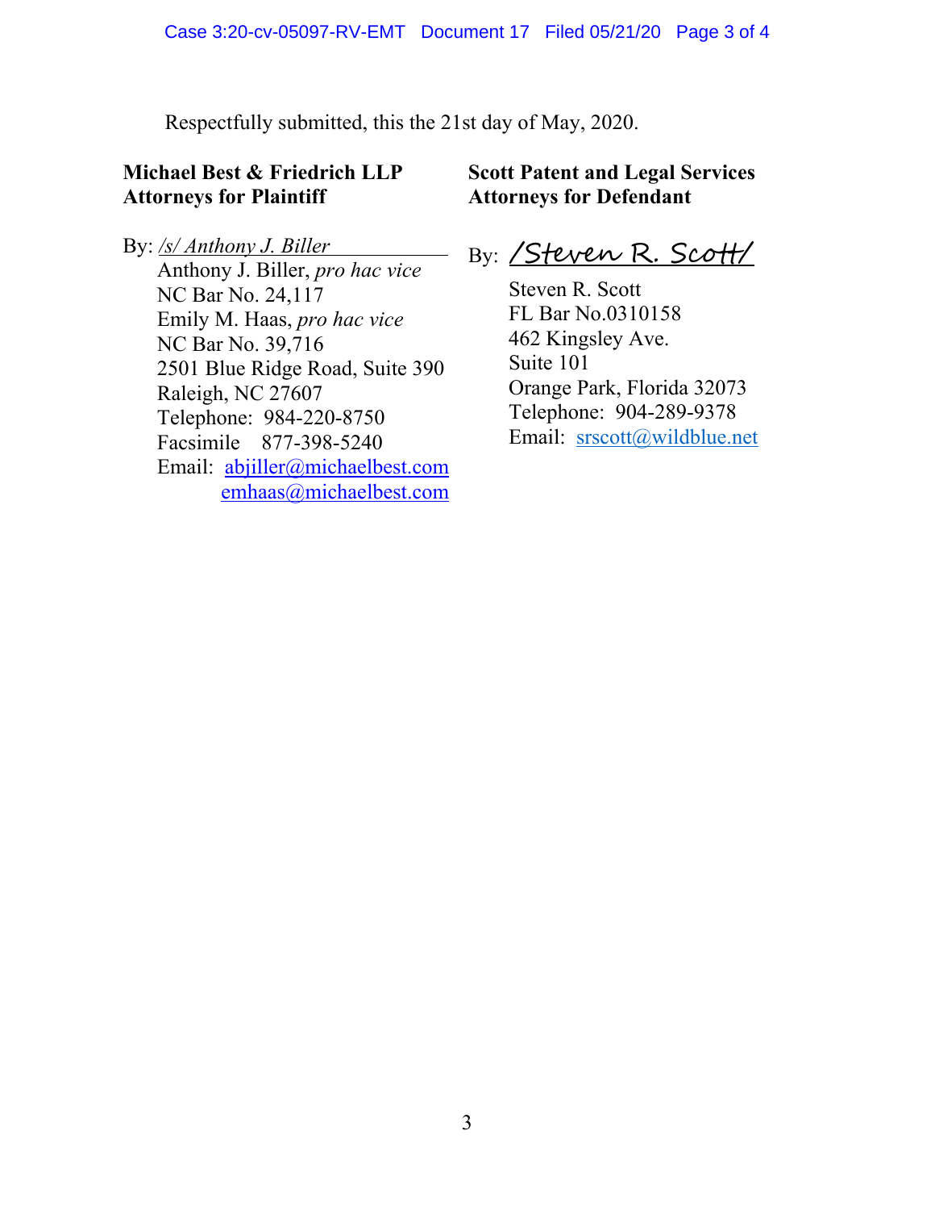Respectfully submitted, this the 21st day of May, 2020.

**Michael Best & Friedrich LLP**
**Attorneys for Plaintiff**

By: */s/ Anthony J. Biller*
Anthony J. Biller, *pro hac vice*
NC Bar No. 24,117
Emily M. Haas, *pro hac vice*
NC Bar No. 39,716
2501 Blue Ridge Road, Suite 390
Raleigh, NC 27607
Telephone: 984-220-8750
Facsimile 877-398-5240
Email: abjiller@michaelbest.com
emhaas@michaelbest.com

**Scott Patent and Legal Services**
**Attorneys for Defendant**

By: /Steven R. Scott/

Steven R. Scott
FL Bar No.0310158
462 Kingsley Ave.
Suite 101
Orange Park, Florida 32073
Telephone: 904-289-9378
Email: srscott@wildblue.net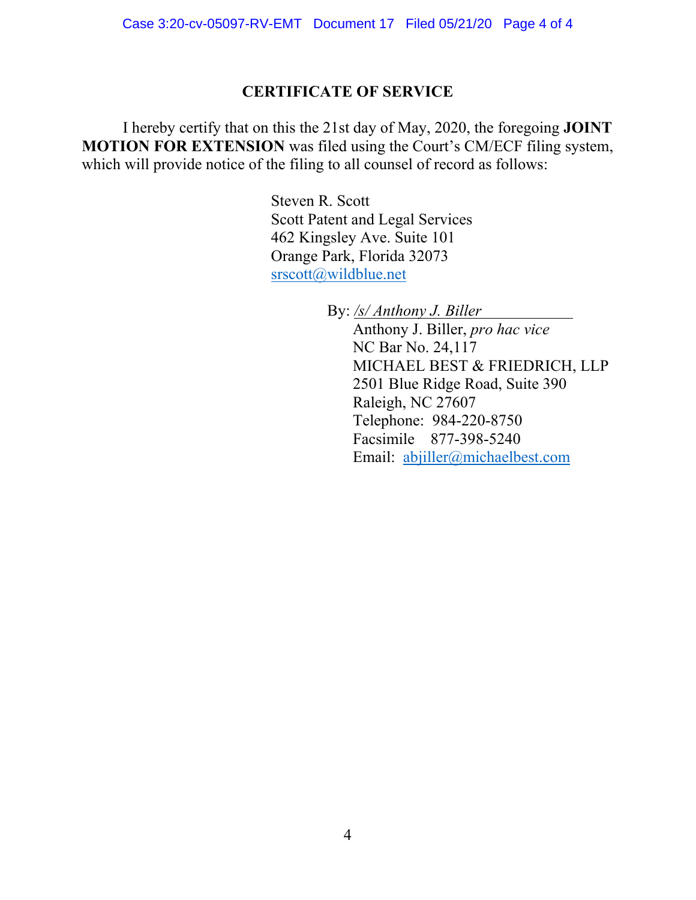# CERTIFICATE OF SERVICE

I hereby certify that on this the 21st day of May, 2020, the foregoing **JOINT MOTION FOR EXTENSION** was filed using the Court's CM/ECF filing system, which will provide notice of the filing to all counsel of record as follows:

Steven R. Scott
Scott Patent and Legal Services
462 Kingsley Ave. Suite 101
Orange Park, Florida 32073
srscott@wildblue.net

By: */s/ Anthony J. Biller*
Anthony J. Biller, *pro hac vice*
NC Bar No. 24,117
MICHAEL BEST & FRIEDRICH, LLP
2501 Blue Ridge Road, Suite 390
Raleigh, NC 27607
Telephone: 984-220-8750
Facsimile 877-398-5240
Email: abjiller@michaelbest.com